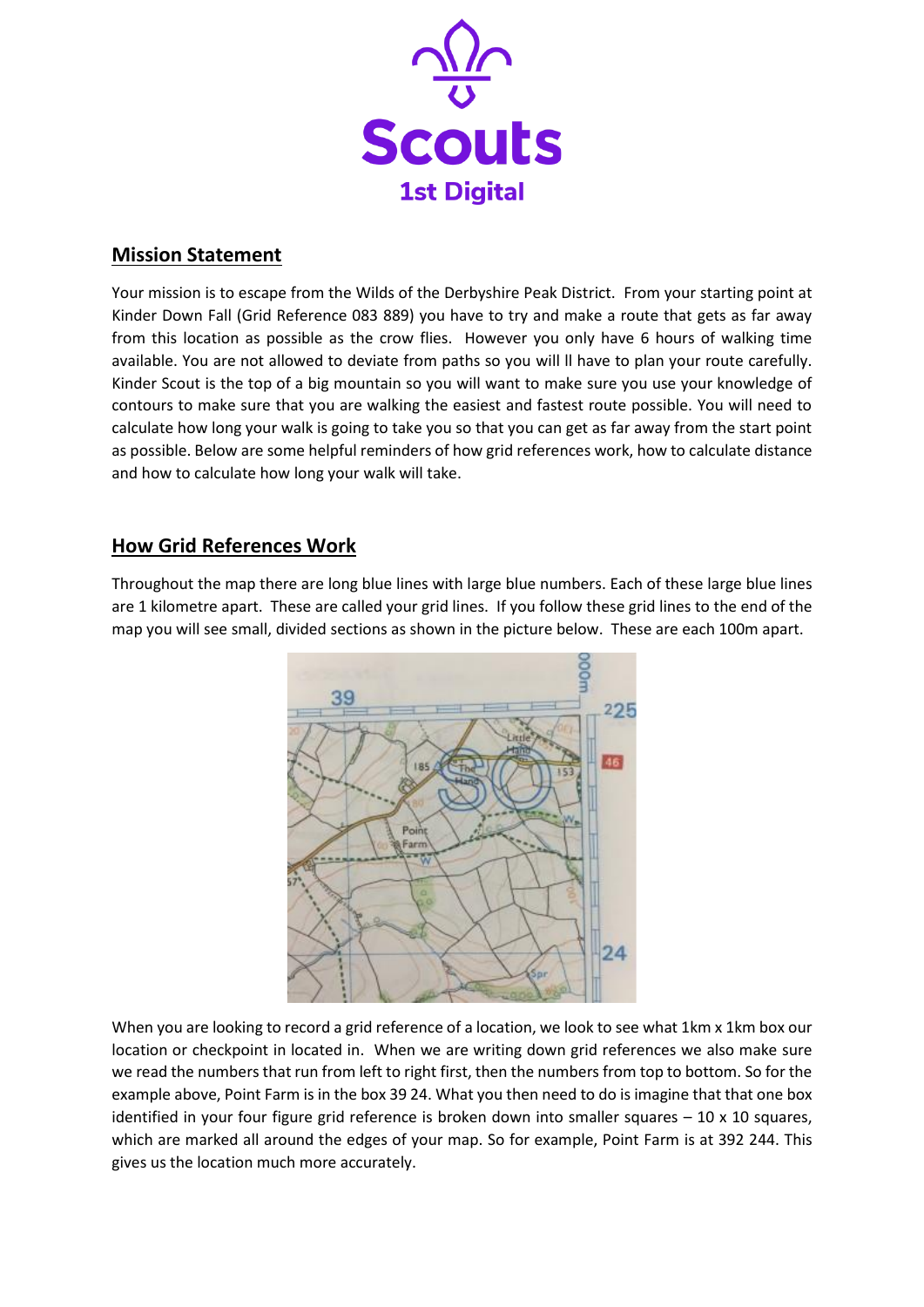Scouts

1st Digital

## Mission Statement

Your mission is to escape from the Wilds of the Derbyshire Peak District. From your starting point at Kinder Down Fall (Grid Reference 083 889) you have to try and make a route that gets as far away from this location as possible as the crow flies. However you only have 6 hours of walking time available. You are not allowed to deviate from paths so you will ll have to plan your route carefully. Kinder Scout is the top of a big mountain so you will want to make sure you use your knowledge of contours to make sure that you are walking the easiest and fastest route possible. You will need to calculate how long your walk is going to take you so that you can get as far away from the start point as possible. Below are some helpful reminders of how grid references work, how to calculate distance and how to calculate how long your walk will take.

## How Grid References Work

Throughout the map there are long blue lines with large blue numbers. Each of these large blue lines are 1 kilometre apart. These are called your grid lines. If you follow these grid lines to the end of the map you will see small, divided sections as shown in the picture below. These are each 100m apart.

When you are looking to record a grid reference of a location, we look to see what 1km x 1km box our location or checkpoint in located in. When we are writing down grid references we also make sure we read the numbers that run from left to right first, then the numbers from top to bottom. So for the example above, Point Farm is in the box 39 24. What you then need to do is imagine that that one box identified in your four figure grid reference is broken down into smaller squares – 10 x 10 squares, which are marked all around the edges of your map. So for example, Point Farm is at 392 244. This gives us the location much more accurately.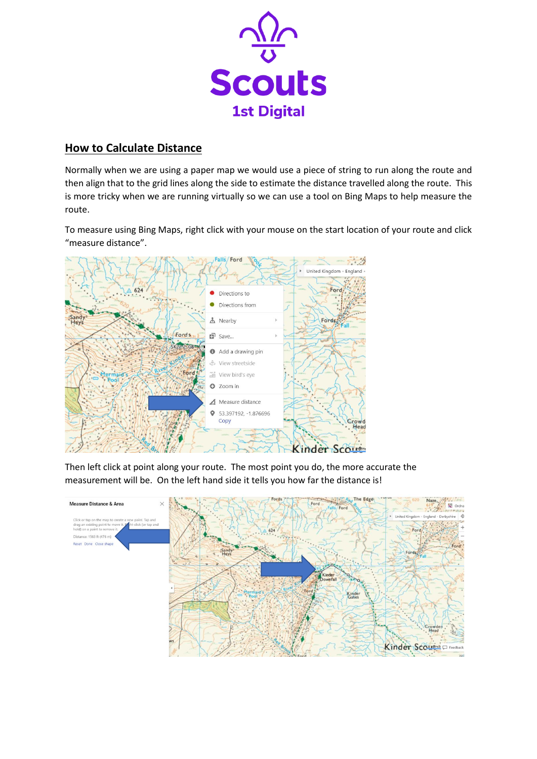Scouts
1st Digital

## How to Calculate Distance

Normally when we are using a paper map we would use a piece of string to run along the route and then align that to the grid lines along the side to estimate the distance travelled along the route. This is more tricky when we are running virtually so we can use a tool on Bing Maps to help measure the route.

To measure using Bing Maps, right click with your mouse on the start location of your route and click “measure distance”.

Then left click at point along your route. The most point you do, the more accurate the measurement will be. On the left hand side it tells you how far the distance is!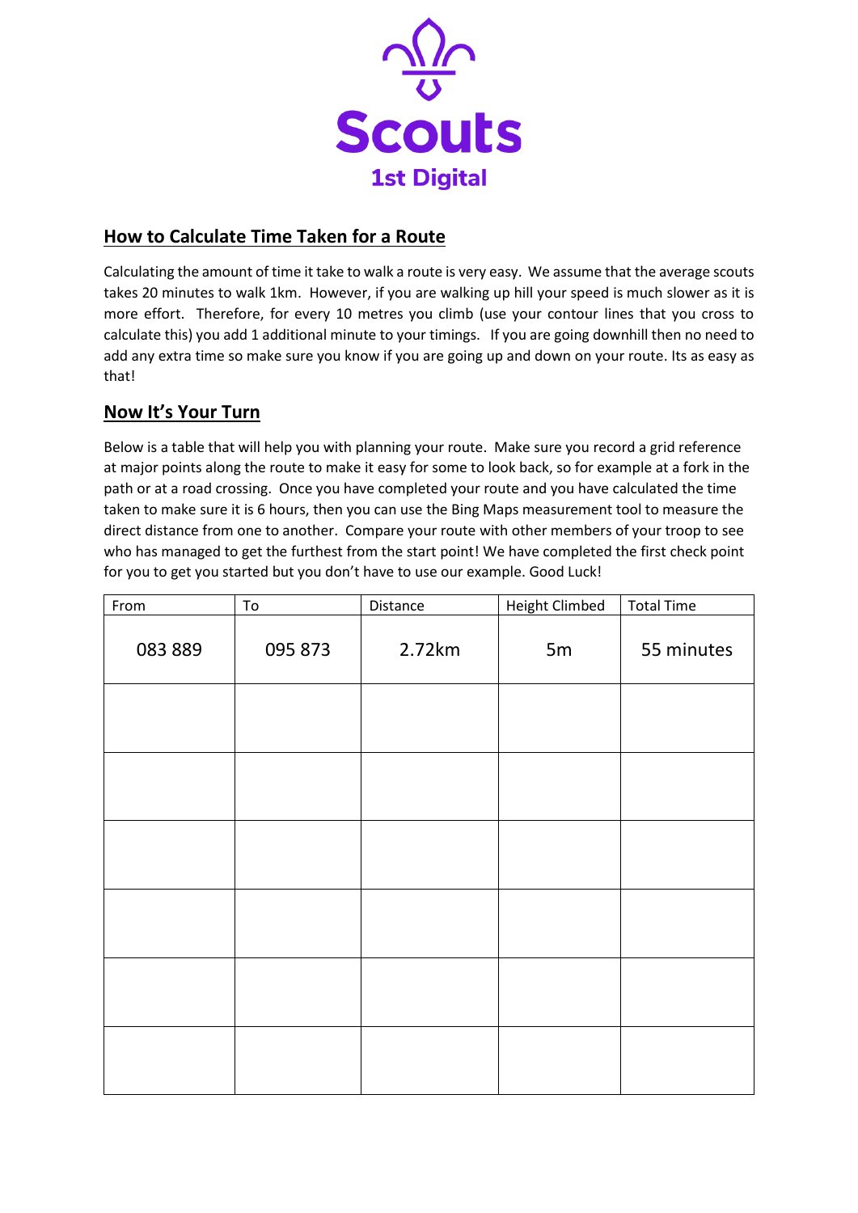Scouts

1st Digital

## How to Calculate Time Taken for a Route

Calculating the amount of time it take to walk a route is very easy. We assume that the average scouts takes 20 minutes to walk 1km. However, if you are walking up hill your speed is much slower as it is more effort. Therefore, for every 10 metres you climb (use your contour lines that you cross to calculate this) you add 1 additional minute to your timings. If you are going downhill then no need to add any extra time so make sure you know if you are going up and down on your route. Its as easy as that!

## Now It's Your Turn

Below is a table that will help you with planning your route. Make sure you record a grid reference at major points along the route to make it easy for some to look back, so for example at a fork in the path or at a road crossing. Once you have completed your route and you have calculated the time taken to make sure it is 6 hours, then you can use the Bing Maps measurement tool to measure the direct distance from one to another. Compare your route with other members of your troop to see who has managed to get the furthest from the start point! We have completed the first check point for you to get you started but you don't have to use our example. Good Luck!

| From | To | Distance | Height Climbed | Total Time |
|---|---|---|---|---|
| 083 889 | 095 873 | 2.72km | 5m | 55 minutes |
| | | | | |
| | | | | |
| | | | | |
| | | | | |
| | | | | |
| | | | | |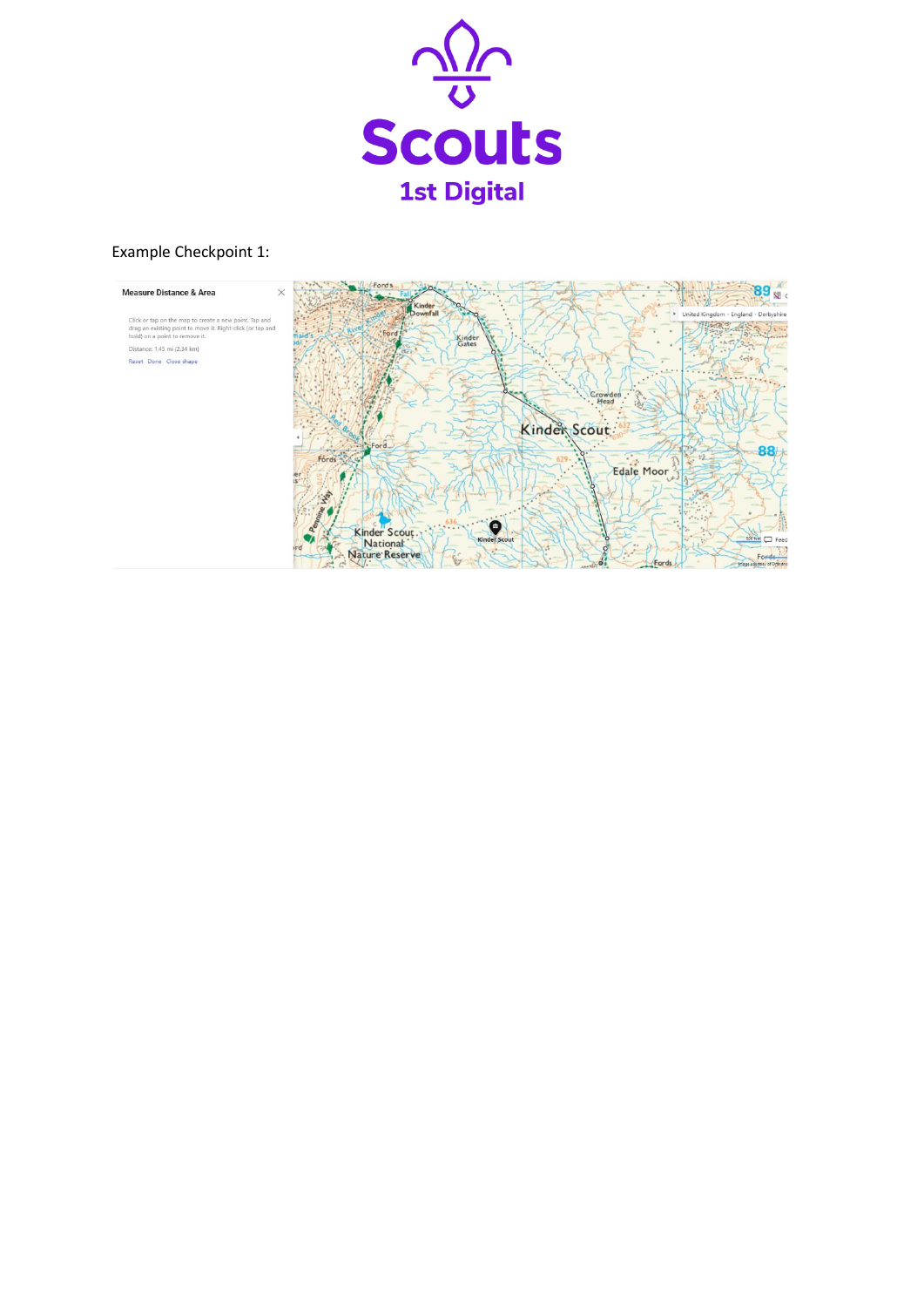Example Checkpoint 1: